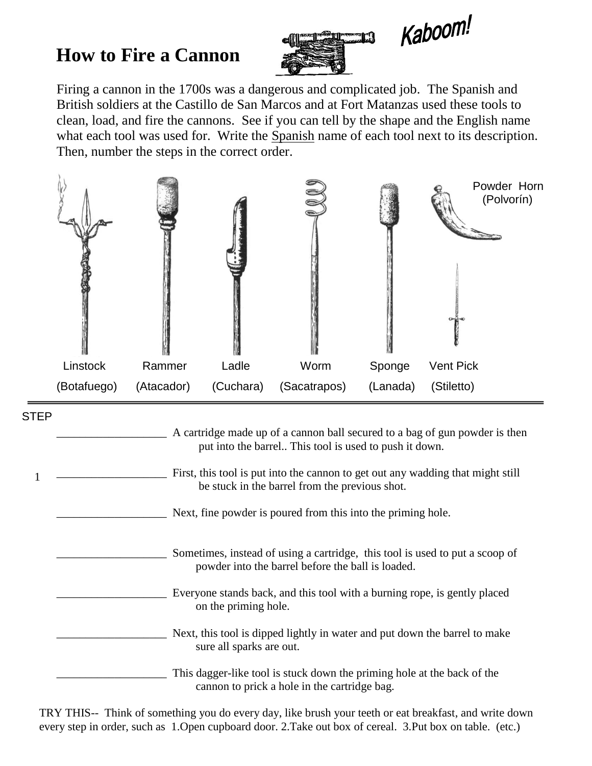# How to Fire a Cannon

Kaboom!

Firing a cannon in the 1700s was a dangerous and complicated job. The Spanish and British soldiers at the Castillo de San Marcos and at Fort Matanzas used these tools to clean, load, and fire the cannons. See if you can tell by the shape and the English name what each tool was used for. Write the Spanish name of each tool next to its description. Then, number the steps in the correct order.

Powder Horn (Polvorín)

| Linstock | Rammer | Ladle | Worm | Sponge | Vent Pick |
|---|---|---|---|---|---|
| (Botafuego) | (Atacador) | (Cuchara) | (Sacatrapos) | (Lanada) | (Stiletto) |

STEP

| Step | Spanish name | Description |
|---|---|---|
| | ___________________ | A cartridge made up of a cannon ball secured to a bag of gun powder is then put into the barrel.. This tool is used to push it down. |
| 1 | ___________________ | First, this tool is put into the cannon to get out any wadding that might still be stuck in the barrel from the previous shot. |
| | ___________________ | Next, fine powder is poured from this into the priming hole. |
| | ___________________ | Sometimes, instead of using a cartridge, this tool is used to put a scoop of powder into the barrel before the ball is loaded. |
| | ___________________ | Everyone stands back, and this tool with a burning rope, is gently placed on the priming hole. |
| | ___________________ | Next, this tool is dipped lightly in water and put down the barrel to make sure all sparks are out. |
| | ___________________ | This dagger-like tool is stuck down the priming hole at the back of the cannon to prick a hole in the cartridge bag. |

TRY THIS-- Think of something you do every day, like brush your teeth or eat breakfast, and write down every step in order, such as 1.Open cupboard door. 2.Take out box of cereal. 3.Put box on table. (etc.)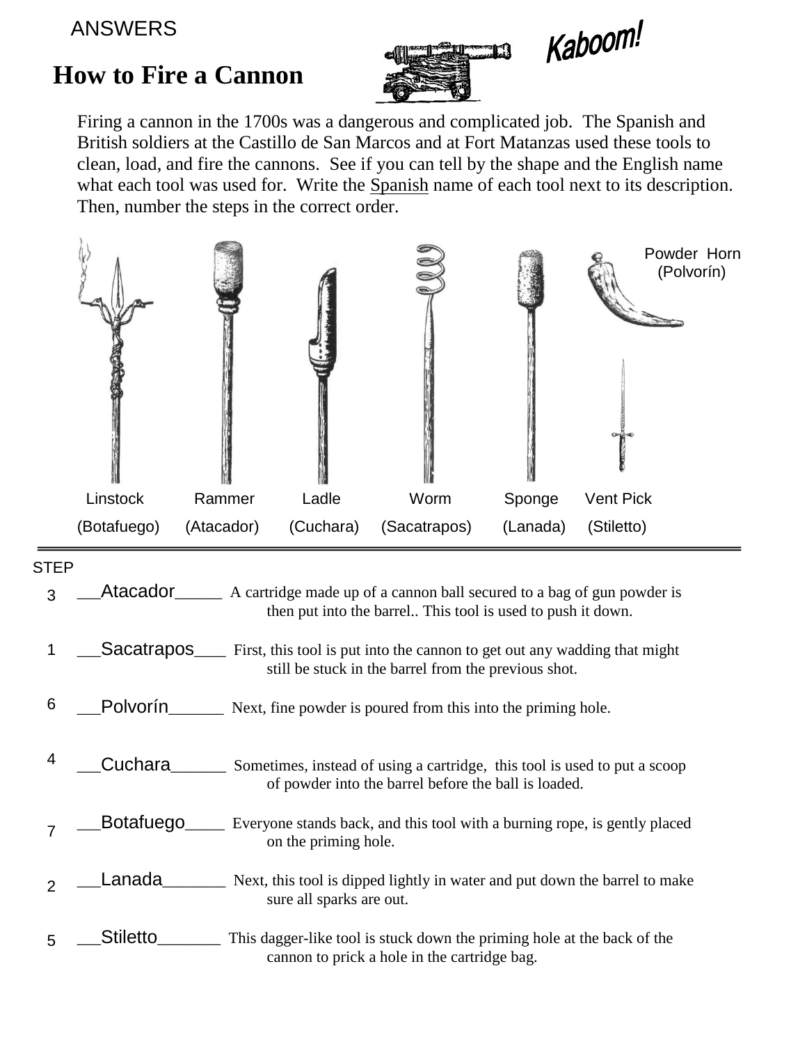ANSWERS

# How to Fire a Cannon

Kaboom!

Firing a cannon in the 1700s was a dangerous and complicated job. The Spanish and British soldiers at the Castillo de San Marcos and at Fort Matanzas used these tools to clean, load, and fire the cannons. See if you can tell by the shape and the English name what each tool was used for. Write the Spanish name of each tool next to its description. Then, number the steps in the correct order.

Powder Horn (Polvorín)

Linstock (Botafuego)

Rammer (Atacador)

Ladle (Cuchara)

Worm (Sacatrapos)

Sponge (Lanada)

Vent Pick (Stiletto)

| STEP | Tool | Description |
|---|---|---|
| 3 | Atacador | A cartridge made up of a cannon ball secured to a bag of gun powder is then put into the barrel.. This tool is used to push it down. |
| 1 | Sacatrapos | First, this tool is put into the cannon to get out any wadding that might still be stuck in the barrel from the previous shot. |
| 6 | Polvorín | Next, fine powder is poured from this into the priming hole. |
| 4 | Cuchara | Sometimes, instead of using a cartridge, this tool is used to put a scoop of powder into the barrel before the ball is loaded. |
| 7 | Botafuego | Everyone stands back, and this tool with a burning rope, is gently placed on the priming hole. |
| 2 | Lanada | Next, this tool is dipped lightly in water and put down the barrel to make sure all sparks are out. |
| 5 | Stiletto | This dagger-like tool is stuck down the priming hole at the back of the cannon to prick a hole in the cartridge bag. |